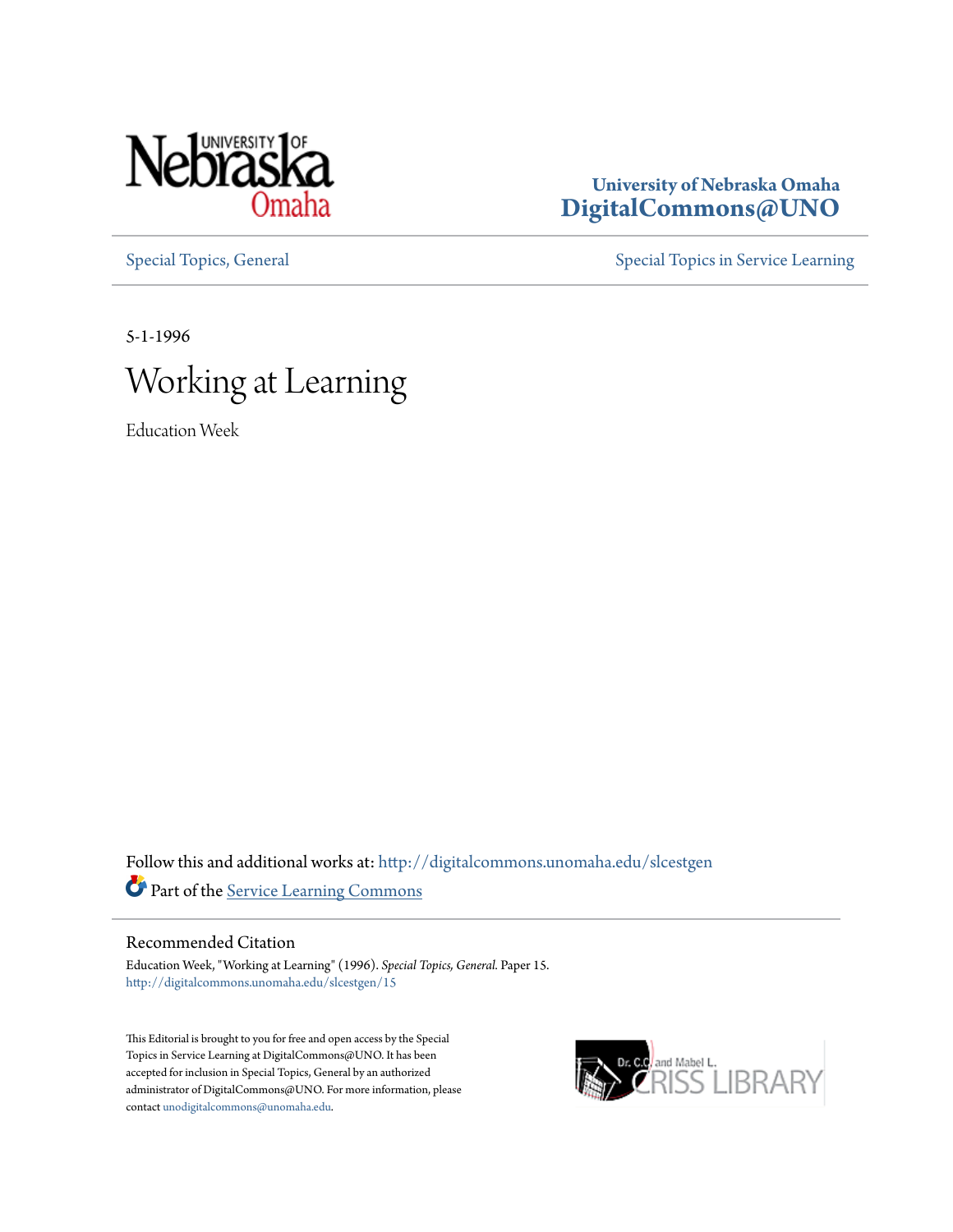University of Nebraska Omaha
**DigitalCommons@UNO**

Special Topics, General | Special Topics in Service Learning

5-1-1996

# Working at Learning

Education Week

Follow this and additional works at: http://digitalcommons.unomaha.edu/slcestgen

Part of the Service Learning Commons

## Recommended Citation

Education Week, "Working at Learning" (1996). *Special Topics, General*. Paper 15.
http://digitalcommons.unomaha.edu/slcestgen/15

This Editorial is brought to you for free and open access by the Special Topics in Service Learning at DigitalCommons@UNO. It has been accepted for inclusion in Special Topics, General by an authorized administrator of DigitalCommons@UNO. For more information, please contact unodigitalcommons@unomaha.edu.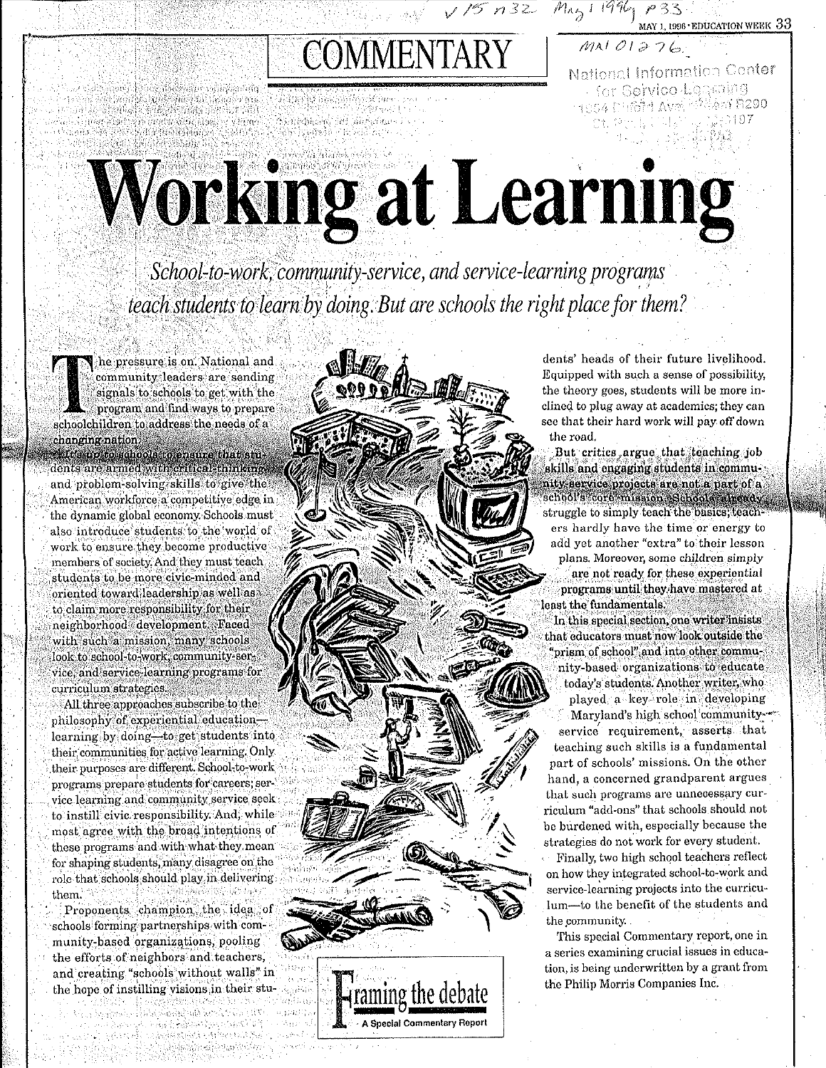COMMENTARY

# Working at Learning

*School-to-work, community-service, and service-learning programs teach students to learn by doing. But are schools the right place for them?*

The pressure is on. National and community leaders are sending signals to schools to get with the program and find ways to prepare schoolchildren to address the needs of a changing nation.

It's up to schools to ensure that students are armed with critical-thinking and problem-solving skills to give the American workforce a competitive edge in the dynamic global economy. Schools must also introduce students to the world of work to ensure they become productive members of society. And they must teach students to be more civic-minded and oriented toward leadership as well as to claim more responsibility for their neighborhood development. Faced with such a mission, many schools look to school-to-work, community-service, and service-learning programs for curriculum strategies.

All three approaches subscribe to the philosophy of experiential education—learning by doing—to get students into their communities for active learning. Only their purposes are different. School-to-work programs prepare students for careers; service learning and community service seek to instill civic responsibility. And, while most agree with the broad intentions of these programs and with what they mean for shaping students, many disagree on the role that schools should play in delivering them.

Proponents champion the idea of schools forming partnerships with community-based organizations, pooling the efforts of neighbors and teachers, and creating "schools without walls" in the hope of instilling visions in their students' heads of their future livelihood. Equipped with such a sense of possibility, the theory goes, students will be more inclined to plug away at academics; they can see that their hard work will pay off down the road.

But critics argue that teaching job skills and engaging students in community-service projects are not a part of a school's core mission. Schools already struggle to simply teach the basics; teachers hardly have the time or energy to add yet another "extra" to their lesson plans. Moreover, some children simply are not ready for these experiential programs until they have mastered at least the fundamentals.

In this special section, one writer insists that educators must now look outside the "prism of school" and into other community-based organizations to educate today's students. Another writer, who played a key role in developing Maryland's high school community-service requirement, asserts that teaching such skills is a fundamental part of schools' missions. On the other hand, a concerned grandparent argues that such programs are unnecessary curriculum "add-ons" that schools should not be burdened with, especially because the strategies do not work for every student.

Finally, two high school teachers reflect on how they integrated school-to-work and service-learning projects into the curriculum—to the benefit of the students and the community.

This special Commentary report, one in a series examining crucial issues in education, is being underwritten by a grant from the Philip Morris Companies Inc.

**Framing the debate**
A Special Commentary Report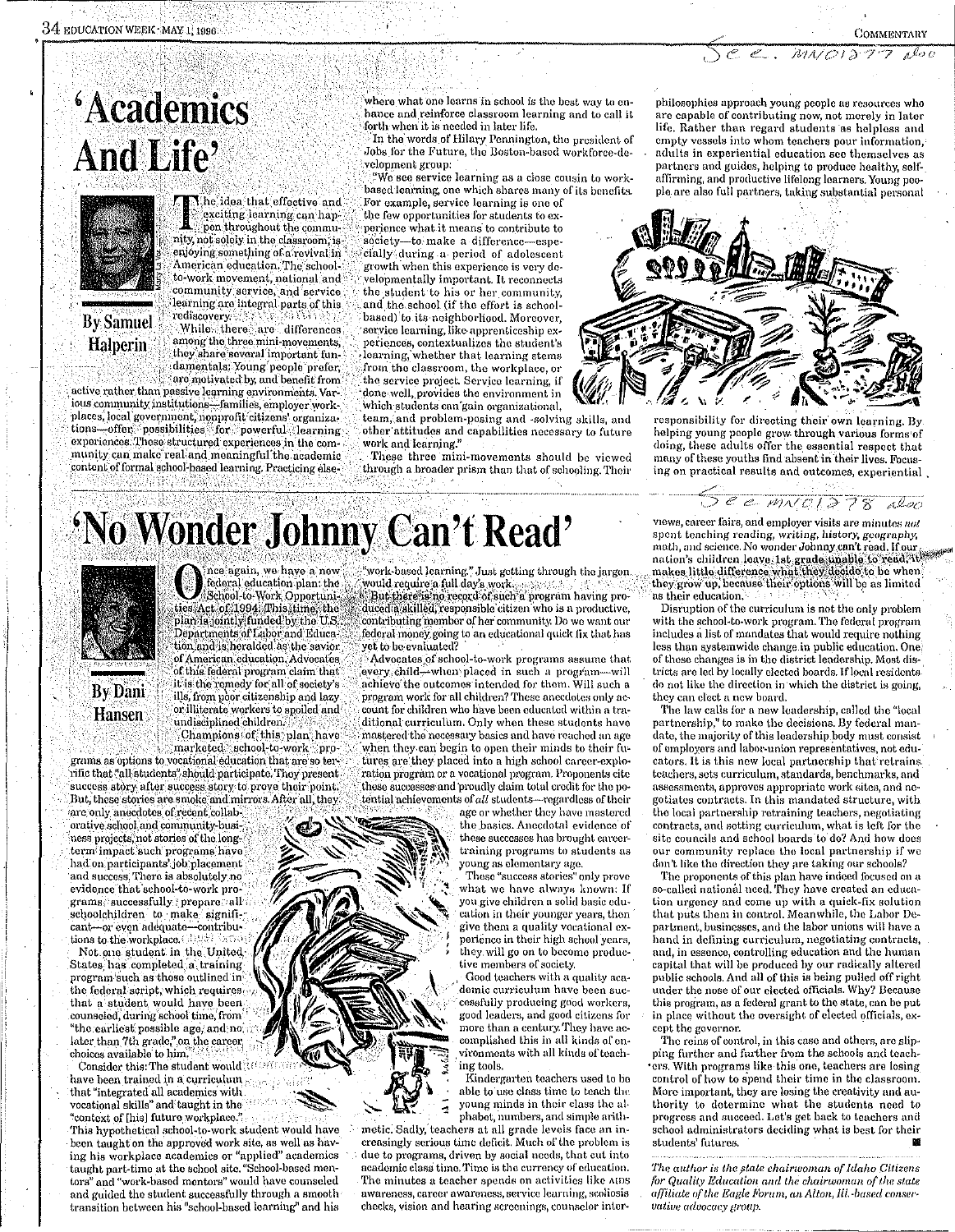See MN012?7 also

# 'Academics And Life'

**By Samuel Halperin**

The idea that effective and exciting learning can happen throughout the community, not solely in the classroom, is enjoying something of a revival in American education. The school-to-work movement, national and community service, and service learning are integral parts of this rediscovery.

While there are differences among the three mini-movements, they share several important fundamentals: Young people prefer, are motivated by, and benefit from active rather than passive learning environments. Various community institutions—families, employer workplaces, local government, nonprofit citizens' organizations—offer possibilities for powerful learning experiences. These structured experiences in the community can make real and meaningful the academic content of formal school-based learning. Practicing elsewhere what one learns in school is the best way to enhance and reinforce classroom learning and to call it forth when it is needed in later life.

In the words of Hilary Pennington, the president of Jobs for the Future, the Boston-based workforce-development group:

"We see service learning as a close cousin to work-based learning, one which shares many of its benefits. For example, service learning is one of the few opportunities for students to experience what it means to contribute to society—to make a difference—especially during a period of adolescent growth when this experience is very developmentally important. It reconnects the student to his or her community, and the school (if the effort is school-based) to its neighborhood. Moreover, service learning, like apprenticeship experiences, contextualizes the student's learning, whether that learning stems from the classroom, the workplace, or the service project. Service learning, if done well, provides the environment in which students can gain organizational, team, and problem-posing and -solving skills, and other attitudes and capabilities necessary to future work and learning."

These three mini-movements should be viewed through a broader prism than that of schooling. Their philosophies approach young people as resources who are capable of contributing now, not merely in later life. Rather than regard students as helpless and empty vessels into whom teachers pour information, adults in experiential education see themselves as partners and guides, helping to produce healthy, self-affirming, and productive lifelong learners. Young people are also full partners, taking substantial personal responsibility for directing their own learning. By helping young people grow through various forms of doing, these adults offer the essential respect that many of these youths find absent in their lives. Focusing on practical results and outcomes, experiential

See MN01278 also

# 'No Wonder Johnny Can't Read'

**By Dani Hansen**

Once again, we have a new federal education plan: the School-to-Work Opportunities Act of 1994. This time, the plan is jointly funded by the U.S. Departments of Labor and Education and is heralded as the savior of American education. Advocates of this federal program claim that it is the remedy for all of society's ills, from poor citizenship and lazy or illiterate workers to spoiled and undisciplined children.

Champions of this plan have marketed school-to-work programs as options to vocational education that are so terrific that "all students" should participate. They present success story after success story to prove their point. But, these stories are smoke and mirrors. After all, they are only anecdotes of recent collaborative school and community-business projects, not stories of the long-term impact such programs have had on participants' job placement and success. There is absolutely no evidence that school-to-work programs successfully prepare all schoolchildren to make significant—or even adequate—contributions to the workplace.

Not one student in the United States has completed a training program such as those outlined in the federal script, which requires that a student would have been counseled, during school time, from "the earliest possible age, and no later than 7th grade," on the career choices available to him.

Consider this: The student would have been trained in a curriculum that "integrated all academics with vocational skills" and taught in the "context of [his] future workplace." This hypothetical school-to-work student would have been taught on the approved work site, as well as having his workplace academics or "applied" academics taught part-time at the school site. "School-based mentors" and "work-based mentors" would have counseled and guided the student successfully through a smooth transition between his "school-based learning" and his "work-based learning." Just getting through the jargon would require a full day's work.

But there is no record of such a program having produced a skilled, responsible citizen who is a productive, contributing member of her community. Do we want our federal money going to an educational quick fix that has yet to be evaluated?

Advocates of school-to-work programs assume that every child—when placed in such a program—will achieve the outcomes intended for them. Will such a program work for all children? These anecdotes only account for children who have been educated within a traditional curriculum. Only when these students have mastered the necessary basics and have reached an age when they can begin to open their minds to their futures are they placed into a high school career-exploration program or a vocational program. Proponents cite these successes and proudly claim total credit for the potential achievements of *all* students—regardless of their age or whether they have mastered the basics. Anecdotal evidence of these successes has brought career-training programs to students as young as elementary age.

These "success stories" only prove what we have always known: If you give children a solid basic education in their younger years, then give them a quality vocational experience in their high school years, they will go on to become productive members of society.

Good teachers with a quality academic curriculum have been successfully producing good workers, good leaders, and good citizens for more than a century. They have accomplished this in all kinds of environments with all kinds of teaching tools.

Kindergarten teachers used to be able to use class time to teach the young minds in their class the alphabet, numbers, and simple arithmetic. Sadly, teachers at all grade levels face an increasingly serious time deficit. Much of the problem is due to programs, driven by social needs, that cut into academic class time. Time is the currency of education. The minutes a teacher spends on activities like AIDS awareness, career awareness, service learning, scoliosis checks, vision and hearing screenings, counselor interviews, career fairs, and employer visits are minutes *not* spent teaching reading, *writing, history, geography,* math, and science. No wonder Johnny can't read. If our nation's children leave 1st grade unable to read, it makes little difference what they decide to be when they grow up, because their options will be as limited as their education.

Disruption of the curriculum is not the only problem with the school-to-work program. The federal program includes a list of mandates that would require nothing less than systemwide change in public education. One of these changes is in the district leadership. Most districts are led by locally elected boards. If local residents do not like the direction in which the district is going, they can elect a new board.

The law calls for a new leadership, called the "local partnership," to make the decisions. By federal mandate, the majority of this leadership body must consist of employers and labor-union representatives, not educators. It is this new local partnership that retrains teachers, sets curriculum, standards, benchmarks, and assessments, approves appropriate work sites, and negotiates contracts. In this mandated structure, with the local partnership retraining teachers, negotiating contracts, and setting curriculum, what is left for the site councils and school boards to do? And how does our community replace the local partnership if we don't like the direction they are taking our schools?

The proponents of this plan have indeed focused on a so-called national need. They have created an education urgency and come up with a quick-fix solution that puts them in control. Meanwhile, the Labor Department, businesses, and the labor unions will have a hand in defining curriculum, negotiating contracts, and, in essence, controlling education and the human capital that will be produced by our radically altered public schools. And all of this is being pulled off right under the nose of our elected officials. Why? Because this program, as a federal grant to the state, can be put in place without the oversight of elected officials, except the governor.

The reins of control, in this case and others, are slipping further and further from the schools and teachers. With programs like this one, teachers are losing control of how to spend their time in the classroom. More important, they are losing the creativity and authority to determine what the students need to progress and succeed. Let's get back to teachers and school administrators deciding what is best for their students' futures. ■

*The author is the state chairwoman of Idaho Citizens for Quality Education and the chairwoman of the state affiliate of the Eagle Forum, an Alton, Ill.-based conservative advocacy group.*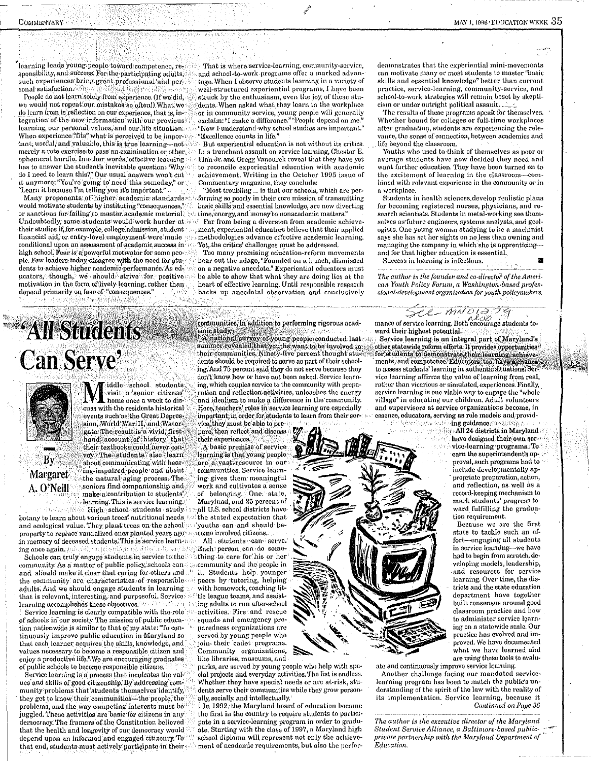learning leads young people toward competence, responsibility, and success. For the participating adults, such experiences bring great professional and personal satisfaction.

People do not learn solely from experience. (If we did, we would not repeat our mistakes so often!) What we do learn from is reflection on our experience, that is, integration of the new information with our previous learning, our personal values, and our life situation. When experience "fits" what is perceived to be important, useful, and valuable, this is true learning—not merely a rote exercise to pass an examination or other ephemeral hurdle. In other words, effective learning has to answer the student's inevitable question: "Why do I need to learn this?" Our usual answers won't cut it anymore: "You're going to need this someday," or "Learn it because I'm telling you it's important."

Many proponents of higher academic standards would motivate students by instituting "consequences," or sanctions for failing to master academic material. Undoubtedly, some students would work harder at their studies if, for example, college admission, student financial aid, or entry-level employment were made conditional upon an assessment of academic success in high school. Fear is a powerful motivator for some people. Few leaders today disagree with the need for students to achieve higher academic performance. As educators, though, we should strive for positive motivation in the form of lively learning, rather than depend primarily on fear of "consequences."

That is where service-learning, community-service, and school-to-work programs offer a marked advantage. When I observe students learning in a variety of well-structured experiential programs, I have been struck by the enthusiasm, even the joy, of these students. When asked what they learn in the workplace or in community service, young people will generally exclaim: "I make a difference." "People depend on me." "Now I understand why school studies are important." "Excellence counts in life."

But experiential education is not without its critics. In a trenchant assault on service learning, Chester E. Finn Jr. and Gregg Vanourek reveal that they have yet to reconcile experiential education with academic achievement. Writing in the October 1995 issue of Commentary magazine, they conclude:

"Most troubling ... is that our schools, which are performing so poorly in their core mission of transmitting basic skills and essential knowledge, are now diverting time, energy, and money to nonacademic matters."

Far from being a diversion from academic achievement, experiential educators believe that their applied methodologies advance effective academic learning. Yet, the critics' challenges must be addressed.

Too many promising education-reform movements bear out the adage, "Founded on a hunch, dismissed on a negative anecdote." Experiential educators must be able to show that what they are doing lies at the heart of effective learning. Until responsible research backs up anecdotal observation and conclusively demonstrates that the experiential mini-movements can motivate many or most students to master "basic skills and essential knowledge" better than current practice, service-learning, community-service, and school-to-work strategies will remain beset by skepticism or under outright political assault.

The results of these programs speak for themselves. Whether bound for colleges or full-time workplaces after graduation, students are experiencing the relevance, the sense of connection, between academics and life beyond the classroom.

Youths who used to think of themselves as poor or average students have now decided they need and want further education. They have been turned on to the excitement of learning in the classroom—combined with relevant experience in the community or in a workplace.

Students in health sciences develop realistic plans for becoming registered nurses, physicians, and research scientists. Students in metal-working see themselves as future engineers, systems analysts, and geologists. One young woman studying to be a machinist says she has set her sights on no less than owning and managing the company in which she is apprenticing—and for that higher education is essential.

Success in learning is infectious.

*The author is the founder and co-director of the American Youth Policy Forum, a Washington-based professional-development organization for youth policymakers.*

# 'All Students Can Serve'

**By Margaret A. O'Neill**

Middle school students visit a senior citizens' home once a week to discuss with the residents historical events such as the Great Depression, World War II, and Watergate. The result is a vivid, first-hand account of history that their textbooks could never convey. The students also learn about communicating with hearing-impaired people and about the natural aging process. The seniors find companionship and make a contribution to students' learning. This is service learning.

High school students study botany to learn about various trees' nutritional needs and ecological value. They plant trees on the school property to replace vandalized ones planted years ago in memory of deceased students. This is service learning once again.

Schools can truly engage students in service to the community. As a matter of public policy, schools can and should make it clear that caring for others and the community are characteristics of responsible adults. And we should engage students in learning that is relevant, interesting, and purposeful. Service learning accomplishes these objectives.

Service learning is clearly compatible with the role of schools in our society. The mission of public education nationwide is similar to that of my state: "To continuously improve public education in Maryland so that each learner acquires the skills, knowledge, and values necessary to become a responsible citizen and enjoy a productive life." We are encouraging graduates of public schools to become responsible citizens.

Service learning is a process that inculcates the values and skills of good citizenship. By addressing community problems that students themselves identify, they get to know their communities—the people, the problems, and the way competing interests must be juggled. These activities are basic for citizens in any democracy. The framers of the Constitution believed that the health and longevity of our democracy would depend upon an informed and engaged citizenry. To that end, students must actively participate in their communities, in addition to performing rigorous academic study.

A national survey of young people conducted last summer revealed that youths want to be involved in their communities. Ninety-five percent thought students should be required to serve as part of their schooling. And 75 percent said they do not serve because they don't know how or have not been asked. Service learning, which couples service to the community with preparation and reflection activities, unleashes the energy and idealism to make a difference in the community. Here, teachers' roles in service learning are especially important; in order for students to learn from their service, they must be able to prepare, then reflect and discuss their experiences.

A basic premise of service learning is that young people are a vast resource in our communities. Service learning gives them meaningful work and cultivates a sense of belonging. One state, Maryland, and 25 percent of all U.S. school districts have the stated expectation that youths can and should become involved citizens.

All students can serve. Each person can do something to care for his or her community and the people in it. Students help younger peers by tutoring, helping with homework, coaching little league teams, and assisting adults to run after-school activities. Fire and rescue squads and emergency preparedness organizations are served by young people who join their cadet programs. Community organizations, like libraries, museums, and parks, are served by young people who help with special projects and everyday activities. The list is endless. Whether they have special needs or are at-risk, students serve their communities while they grow personally, socially, and intellectually.

In 1992, the Maryland board of education became the first in the country to require students to participate in a service-learning program in order to graduate. Starting with the class of 1997, a Maryland high school diploma will represent not only the achievement of academic requirements, but also the performance of service learning. Both encourage students toward their highest potential.

Service learning is an integral part of Maryland's other statewide reform efforts. It provides opportunities for students to demonstrate their learning, achievements, and competence. Educators, too, have a chance to assess students' learning in authentic situations. Service learning affirms the value of learning from real, rather than vicarious or simulated, experiences. Finally, service learning is one viable way to engage the "whole village" in educating our children. Adult volunteers and supervisors at service organizations become, in essence, educators, serving as role models and providing guidance.

All 24 districts in Maryland have designed their own service-learning programs. To earn the superintendent's approval, such programs had to include developmentally appropriate preparation, action, and reflection, as well as a record-keeping mechanism to mark students' progress toward fulfilling the graduation requirement.

Because we are the first state to tackle such an effort—engaging all students in service learning—we have had to begin from scratch, developing models, leadership, and resources for service learning. Over time, the districts and the state education department have together built consensus around good classroom practice and how to administer service learning on a statewide scale. Our practice has evolved and improved. We have documented what we have learned and are using these tools to evaluate and continuously improve service learning.

Another challenge facing our mandated service-learning program has been to match the public's understanding of the spirit of the law with the reality of its implementation. Service learning, because it

*Continued on Page 36*

*The author is the executive director of the Maryland Student Service Alliance, a Baltimore-based public-private partnership with the Maryland Department of Education.*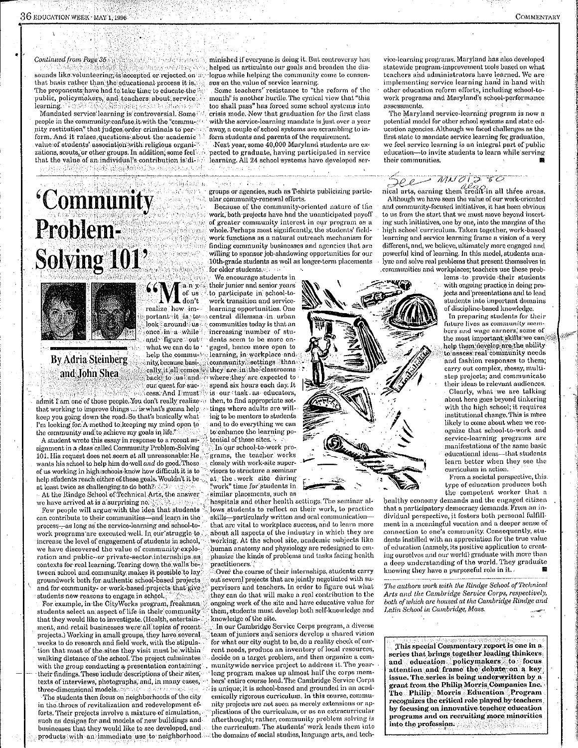*Continued from Page 35*

sounds like volunteering, is accepted or rejected on that basis rather than the educational process it is. The proponents have had to take time to educate the public, policymakers, and teachers about service learning.

Mandated service learning is controversial. Some people in the community confuse it with the "community restitution" that judges order criminals to perform. And it raises questions about the academic value of students' association with religious organizations, scouts, or other groups. In addition, some feel that the value of an individual's contribution is diminished if everyone is doing it. But controversy has helped us articulate our goals and broaden the dialogue while helping the community come to consensus on the value of service learning.

Some teachers' resistance to "the reform of the month" is another hurdle. The cynical view that "this too shall pass" has forced some school systems into crisis mode. Now that graduation for the first class with the service-learning mandate is just over a year away, a couple of school systems are scrambling to inform students and parents of the requirement.

Next year, some 40,000 Maryland students are expected to graduate, having participated in service learning. All 24 school systems have developed service-learning programs. Maryland has also developed statewide program-improvement tools based on what teachers and administrators have learned. We are implementing service learning hand in hand with other education reform efforts, including school-to-work programs and Maryland's school-performance assessments.

The Maryland service-learning program is now a potential model for other school systems and state education agencies. Although we faced challenges as the first state to mandate service learning for graduation, we feel service learning is an integral part of public education—to invite students to learn while serving their communities.

# 'Community Problem-Solving 101'

**By Adria Steinberg and John Shea**

"Many of us don't realize how important it is to look around us once in a while and figure out what we can do to help the community, because basically it all comes back to us and our quest for success. And I must admit I am one of those people. You don't really realize that working to improve things ... is what's gonna help keep you going down the road. So that's basically what I'm looking for. A method to keeping my mind open to the community and to achieve my goals in life."

A student wrote this essay in response to a recent assignment in a class called Community Problem-Solving 101. His request does not seem at all unreasonable: He wants his school to help him do well *and* do good. Those of us working in high schools know how difficult it is to help students reach either of these goals. Wouldn't it be at least twice as challenging to do both?

At the Rindge School of Technical Arts, the answer we have arrived at is a surprising no.

Few people will argue with the idea that students can contribute to their communities—and learn in the process—as long as the service-learning and school-to-work programs are executed well. In our struggle to increase the level of engagement of students in school, we have discovered the value of community exploration and public- or private-sector internships as contexts for real learning. Tearing down the walls between school and community makes it possible to lay groundwork both for authentic school-based projects and for community- or work-based projects that give students new reasons to engage in school.

For example, in the CityWorks program, freshman students select an aspect of life in their community that they would like to investigate. (Health, entertainment, and retail businesses were all topics of recent projects.) Working in small groups, they have several weeks to do research and field work, with the stipulation that most of the sites they visit must be within walking distance of the school. The project culminates with the group conducting a presentation containing their findings. These include descriptions of their sites, texts of interviews, photographs, and, in many cases, three-dimensional models.

The students then focus on neighborhoods of the city in the throes of revitalization and redevelopment efforts. Their projects involve a mixture of simulation, such as designs for and models of new buildings and businesses that they would like to see developed, and products with an immediate use to neighborhood groups or agencies, such as T-shirts publicizing particular community-renewal efforts.

Because of the community-oriented nature of the work, both projects have had the unanticipated payoff of greater community interest in our program as a whole. Perhaps most significantly, the students' field-work functions as a natural outreach mechanism for finding community businesses and agencies that are willing to sponsor job-shadowing opportunities for our 10th-grade students as well as longer-term placements for older students.

We encourage students in their junior and senior years to participate in school-to-work transition and service-learning opportunities. One central dilemma in urban communities today is that an increasing number of students seem to be more engaged, hence more open to learning, in workplace and community settings than they are in the classrooms where they are expected to spend six hours each day. It is our task as educators, then, to find appropriate settings where adults are willing to be mentors to students and to do everything we can to enhance the learning potential of those sites.

In our school-to-work programs, the teacher works closely with work-site supervisors to structure a seminar at the work site during "work" time for students in similar placements, such as hospitals and other health settings. The seminar allows students to reflect on their work, to practice skills—particularly written and oral communication—that are vital to workplace success, and to learn more about all aspects of the industry in which they are working. At the school site, academic subjects like human anatomy and physiology are redesigned to emphasize the kinds of problems and tasks facing health practitioners.

Over the course of their internships, students carry out several projects that are jointly negotiated with supervisors and teachers. In order to figure out what they can do that will make a real contribution to the ongoing work of the site and have educative value for them, students must develop both self-knowledge and knowledge of the site.

In our Cambridge Service Corps program, a diverse team of juniors and seniors develop a shared vision for what our city ought to be, do a reality check of current needs, produce an inventory of local resources, decide on a target problem, and then organize a communitywide service project to address it. The year-long program makes up almost half the corps members' entire course load. The Cambridge Service Corps is unique; it is school-based and grounded in an academically rigorous curriculum. In this course, community projects are not seen as merely extensions or applications of the curriculum, or as an extracurricular afterthought; rather, community problem solving *is* the curriculum. The students' work leads them into the domains of social studies, language arts, and technical arts, earning them credit in all three areas.

Although we have seen the value of our work-oriented and community-focused initiatives, it has been obvious to us from the start that we must move beyond inserting such initiatives, one by one, into the margins of the high school curriculum. Taken together, work-based learning and service learning frame a vision of a very different, and, we believe, ultimately more engaged and powerful kind of learning. In this model, students analyze and solve real problems that present themselves in communities and workplaces; teachers use these problems to provide their students with ongoing practice in doing projects and presentations and to lead students into important domains of discipline-based knowledge.

In preparing students for their future lives as community members and wage earners, some of the most important skills we can help them develop are the ability to assess real community needs and fashion responses to them; carry out complex, messy, multi-step projects; and communicate their ideas to relevant audiences.

Clearly, what we are talking about here goes beyond tinkering with the high school; it requires institutional change. This is more likely to come about when we recognize that school-to-work and service-learning programs are manifestations of the same basic educational ideas—that students learn better when they see the curriculum in action.

From a societal perspective, this type of education produces both the competent worker that a healthy economy demands and the engaged citizen that a participatory democracy demands. From an individual perspective, it fosters both personal fulfillment in a meaningful vocation and a deeper sense of connection to one's community. Consequently, students instilled with an appreciation for the true value of education (namely, its positive application to creating ourselves and our world) graduate with more than a deep understanding of the world. They graduate knowing they have a purposeful role in it.

*The authors work with the Rindge School of Technical Arts and the Cambridge Service Corps, respectively, both of which are housed at the Cambridge Rindge and Latin School in Cambridge, Mass.*

**This special Commentary report is one in a series that brings together leading thinkers and education policymakers to focus attention and frame the debate on a key issue. The series is being underwritten by a grant from the Philip Morris Companies Inc. The Philip Morris Education Program recognizes the critical role played by teachers, by focusing on innovative teacher education programs and on recruiting more minorities into the profession.**